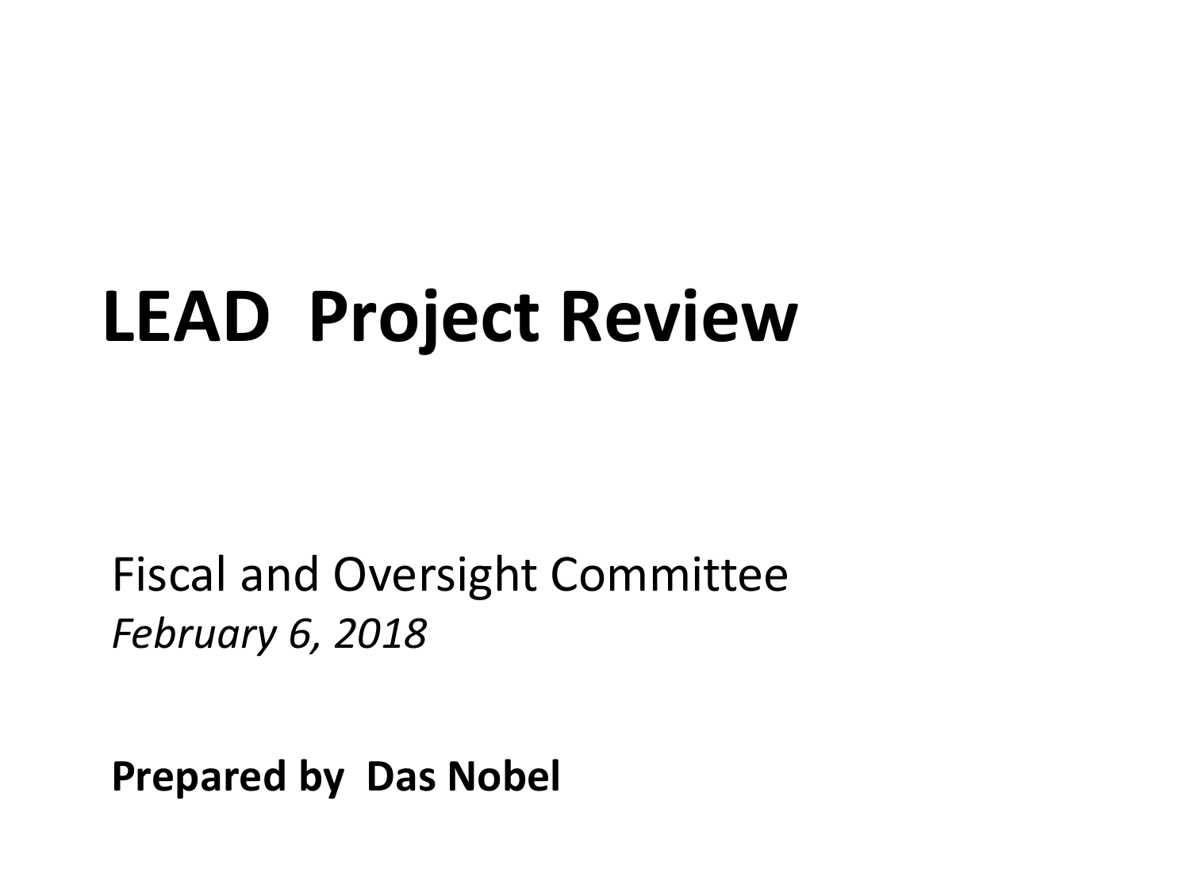# LEAD Project Review

Fiscal and Oversight Committee
*February 6, 2018*

**Prepared by Das Nobel**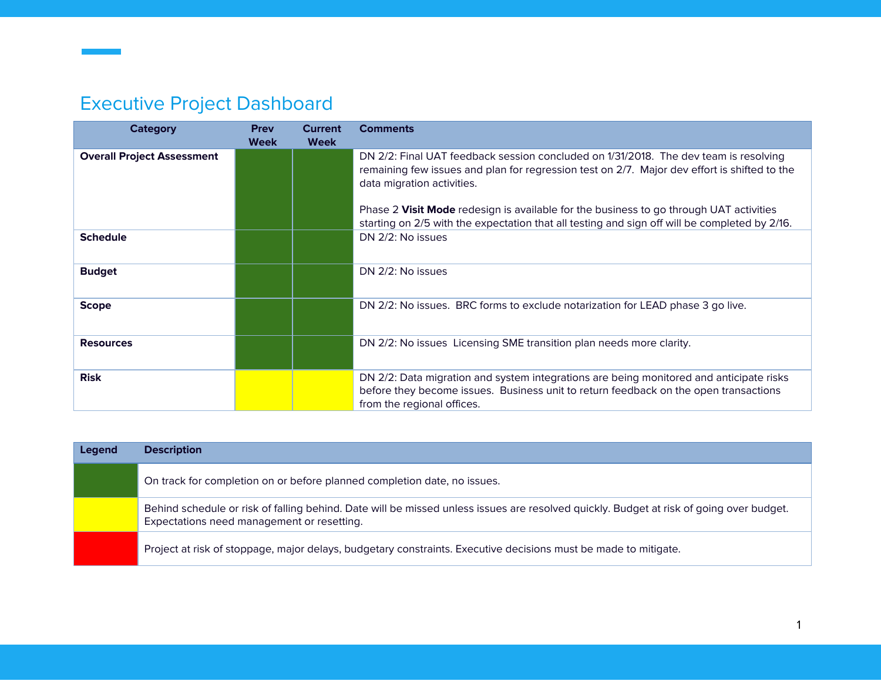# Executive Project Dashboard

| Category | Prev Week | Current Week | Comments |
|---|---|---|---|
| **Overall Project Assessment** | Green | Green | DN 2/2: Final UAT feedback session concluded on 1/31/2018. The dev team is resolving remaining few issues and plan for regression test on 2/7. Major dev effort is shifted to the data migration activities.<br><br>Phase 2 **Visit Mode** redesign is available for the business to go through UAT activities starting on 2/5 with the expectation that all testing and sign off will be completed by 2/16. |
| **Schedule** | Green | Green | DN 2/2: No issues |
| **Budget** | Green | Green | DN 2/2: No issues |
| **Scope** | Green | Green | DN 2/2: No issues. BRC forms to exclude notarization for LEAD phase 3 go live. |
| **Resources** | Green | Green | DN 2/2: No issues Licensing SME transition plan needs more clarity. |
| **Risk** | Yellow | Yellow | DN 2/2: Data migration and system integrations are being monitored and anticipate risks before they become issues. Business unit to return feedback on the open transactions from the regional offices. |

| Legend | Description |
|---|---|
| Green | On track for completion on or before planned completion date, no issues. |
| Yellow | Behind schedule or risk of falling behind. Date will be missed unless issues are resolved quickly. Budget at risk of going over budget. Expectations need management or resetting. |
| Red | Project at risk of stoppage, major delays, budgetary constraints. Executive decisions must be made to mitigate. |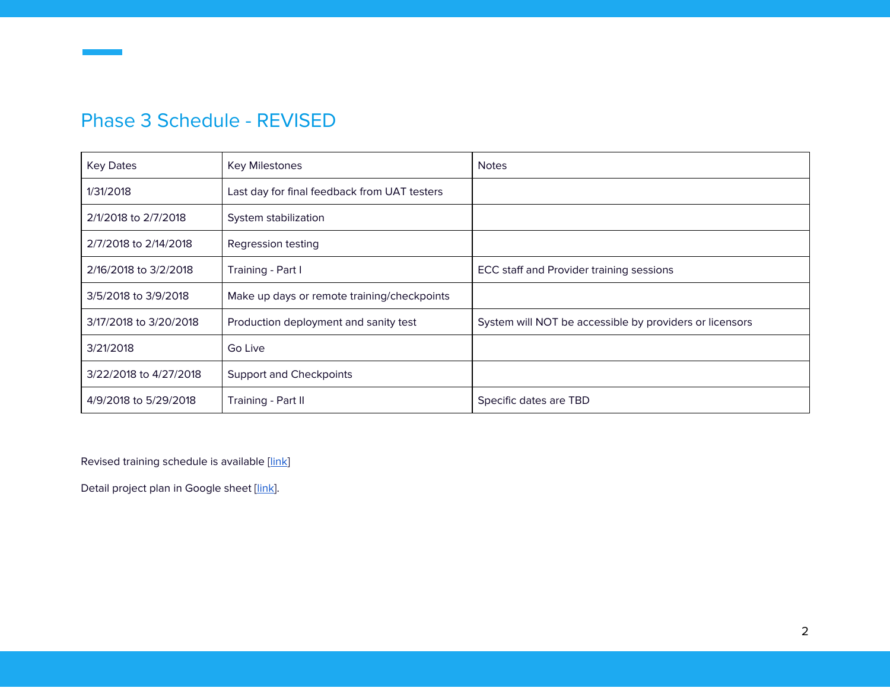## Phase 3 Schedule - REVISED

| Key Dates | Key Milestones | Notes |
|---|---|---|
| 1/31/2018 | Last day for final feedback from UAT testers | |
| 2/1/2018 to 2/7/2018 | System stabilization | |
| 2/7/2018 to 2/14/2018 | Regression testing | |
| 2/16/2018 to 3/2/2018 | Training - Part I | ECC staff and Provider training sessions |
| 3/5/2018 to 3/9/2018 | Make up days or remote training/checkpoints | |
| 3/17/2018 to 3/20/2018 | Production deployment and sanity test | System will NOT be accessible by providers or licensors |
| 3/21/2018 | Go Live | |
| 3/22/2018 to 4/27/2018 | Support and Checkpoints | |
| 4/9/2018 to 5/29/2018 | Training - Part II | Specific dates are TBD |

Revised training schedule is available [link]

Detail project plan in Google sheet [link].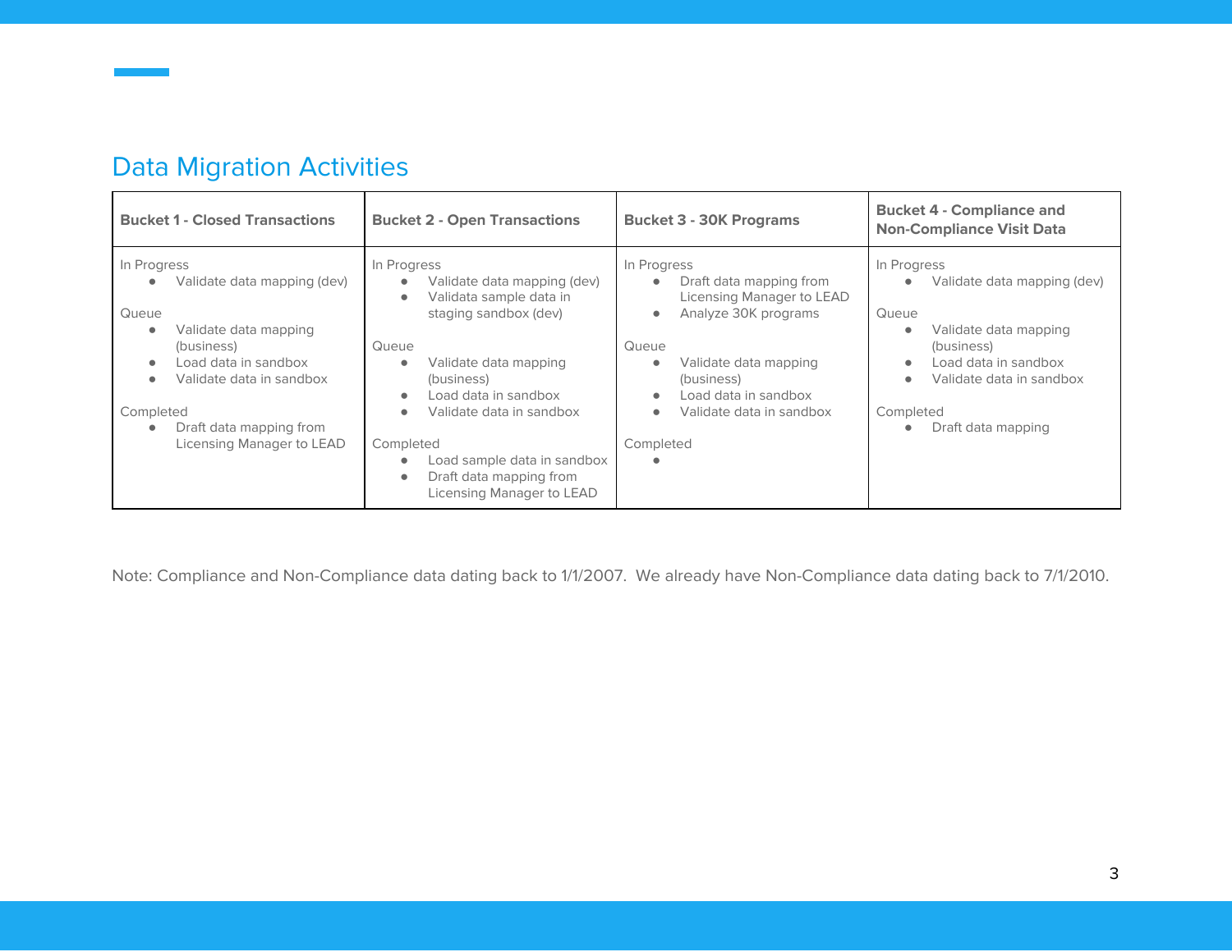## Data Migration Activities

| Bucket 1 - Closed Transactions | Bucket 2 - Open Transactions | Bucket 3 - 30K Programs | Bucket 4 - Compliance and Non-Compliance Visit Data |
|---|---|---|---|
| In Progress<br>• Validate data mapping (dev)<br><br>Queue<br>• Validate data mapping (business)<br>• Load data in sandbox<br>• Validate data in sandbox<br><br>Completed<br>• Draft data mapping from Licensing Manager to LEAD | In Progress<br>• Validate data mapping (dev)<br>• Validata sample data in staging sandbox (dev)<br><br>Queue<br>• Validate data mapping (business)<br>• Load data in sandbox<br>• Validate data in sandbox<br><br>Completed<br>• Load sample data in sandbox<br>• Draft data mapping from Licensing Manager to LEAD | In Progress<br>• Draft data mapping from Licensing Manager to LEAD<br>• Analyze 30K programs<br><br>Queue<br>• Validate data mapping (business)<br>• Load data in sandbox<br>• Validate data in sandbox<br><br>Completed<br>• | In Progress<br>• Validate data mapping (dev)<br><br>Queue<br>• Validate data mapping (business)<br>• Load data in sandbox<br>• Validate data in sandbox<br><br>Completed<br>• Draft data mapping |

Note: Compliance and Non-Compliance data dating back to 1/1/2007. We already have Non-Compliance data dating back to 7/1/2010.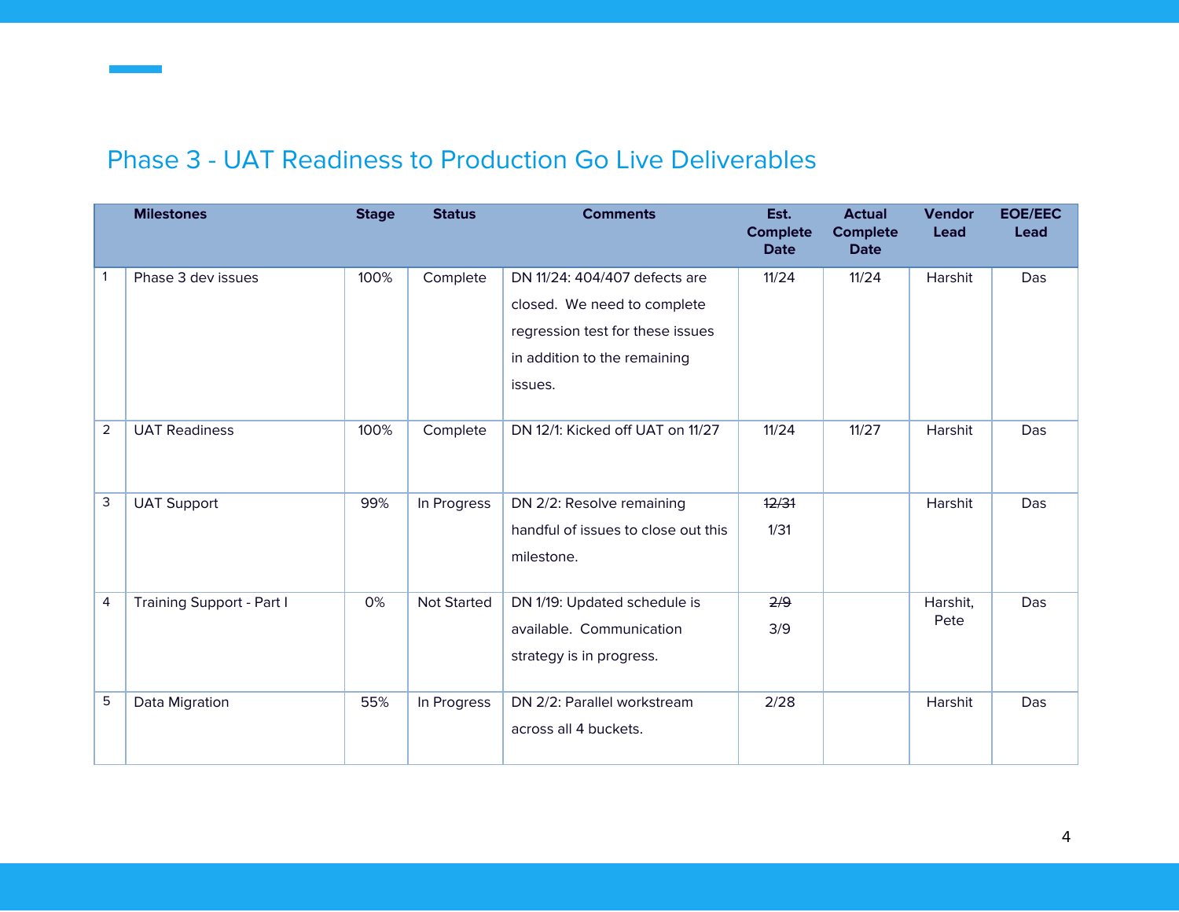## Phase 3 - UAT Readiness to Production Go Live Deliverables

| | Milestones | Stage | Status | Comments | Est. Complete Date | Actual Complete Date | Vendor Lead | EOE/EEC Lead |
|---|---|---|---|---|---|---|---|---|
| 1 | Phase 3 dev issues | 100% | Complete | DN 11/24: 404/407 defects are closed. We need to complete regression test for these issues in addition to the remaining issues. | 11/24 | 11/24 | Harshit | Das |
| 2 | UAT Readiness | 100% | Complete | DN 12/1: Kicked off UAT on 11/27 | 11/24 | 11/27 | Harshit | Das |
| 3 | UAT Support | 99% | In Progress | DN 2/2: Resolve remaining handful of issues to close out this milestone. | ~~12/31~~ 1/31 | | Harshit | Das |
| 4 | Training Support - Part I | 0% | Not Started | DN 1/19: Updated schedule is available. Communication strategy is in progress. | ~~2/9~~ 3/9 | | Harshit, Pete | Das |
| 5 | Data Migration | 55% | In Progress | DN 2/2: Parallel workstream across all 4 buckets. | 2/28 | | Harshit | Das |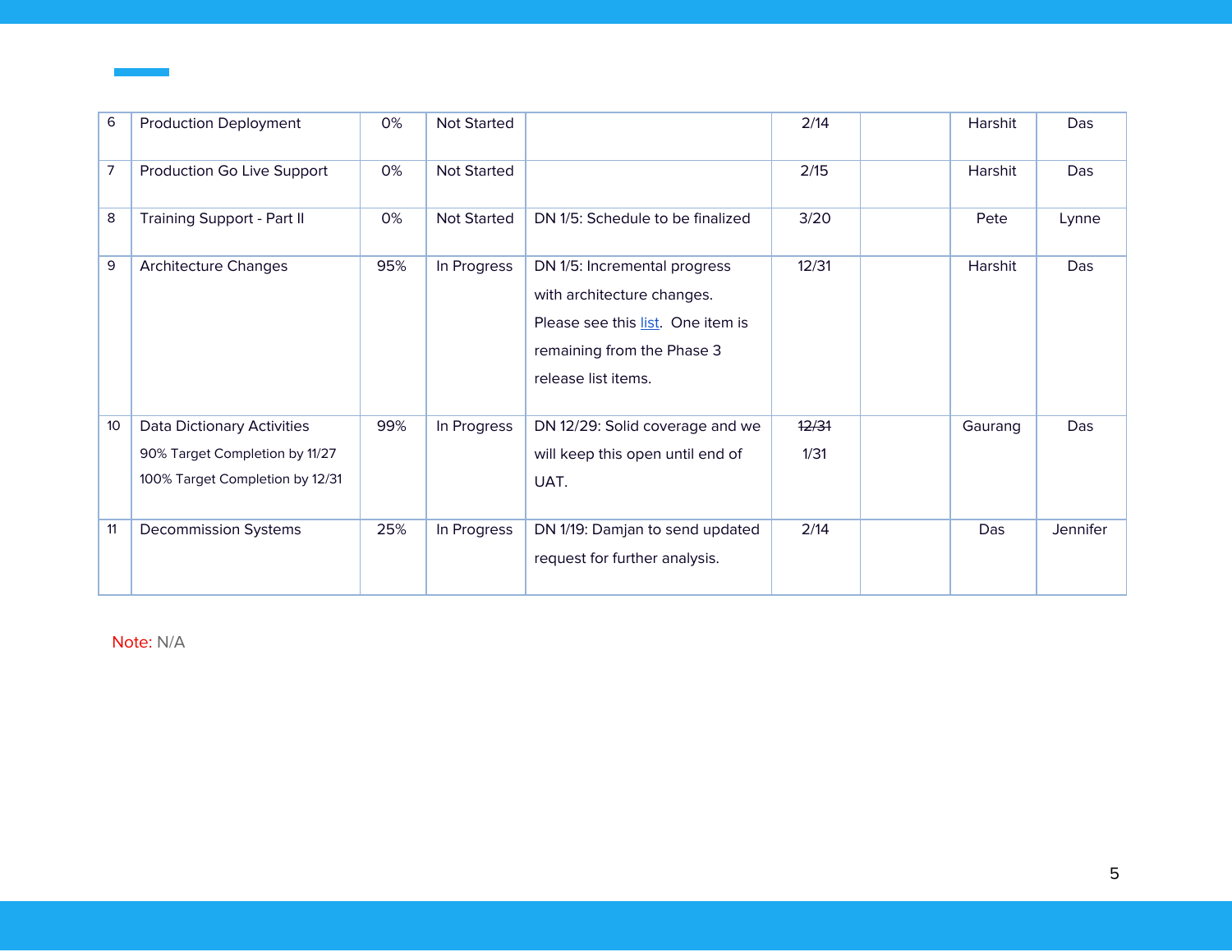| | | | | | | | | |
|---|---|---|---|---|---|---|---|---|
| 6 | Production Deployment | 0% | Not Started | | 2/14 | | Harshit | Das |
| 7 | Production Go Live Support | 0% | Not Started | | 2/15 | | Harshit | Das |
| 8 | Training Support - Part II | 0% | Not Started | DN 1/5: Schedule to be finalized | 3/20 | | Pete | Lynne |
| 9 | Architecture Changes | 95% | In Progress | DN 1/5: Incremental progress with architecture changes. Please see this list. One item is remaining from the Phase 3 release list items. | 12/31 | | Harshit | Das |
| 10 | Data Dictionary Activities<br>90% Target Completion by 11/27<br>100% Target Completion by 12/31 | 99% | In Progress | DN 12/29: Solid coverage and we will keep this open until end of UAT. | ~~12/31~~<br>1/31 | | Gaurang | Das |
| 11 | Decommission Systems | 25% | In Progress | DN 1/19: Damjan to send updated request for further analysis. | 2/14 | | Das | Jennifer |

Note: N/A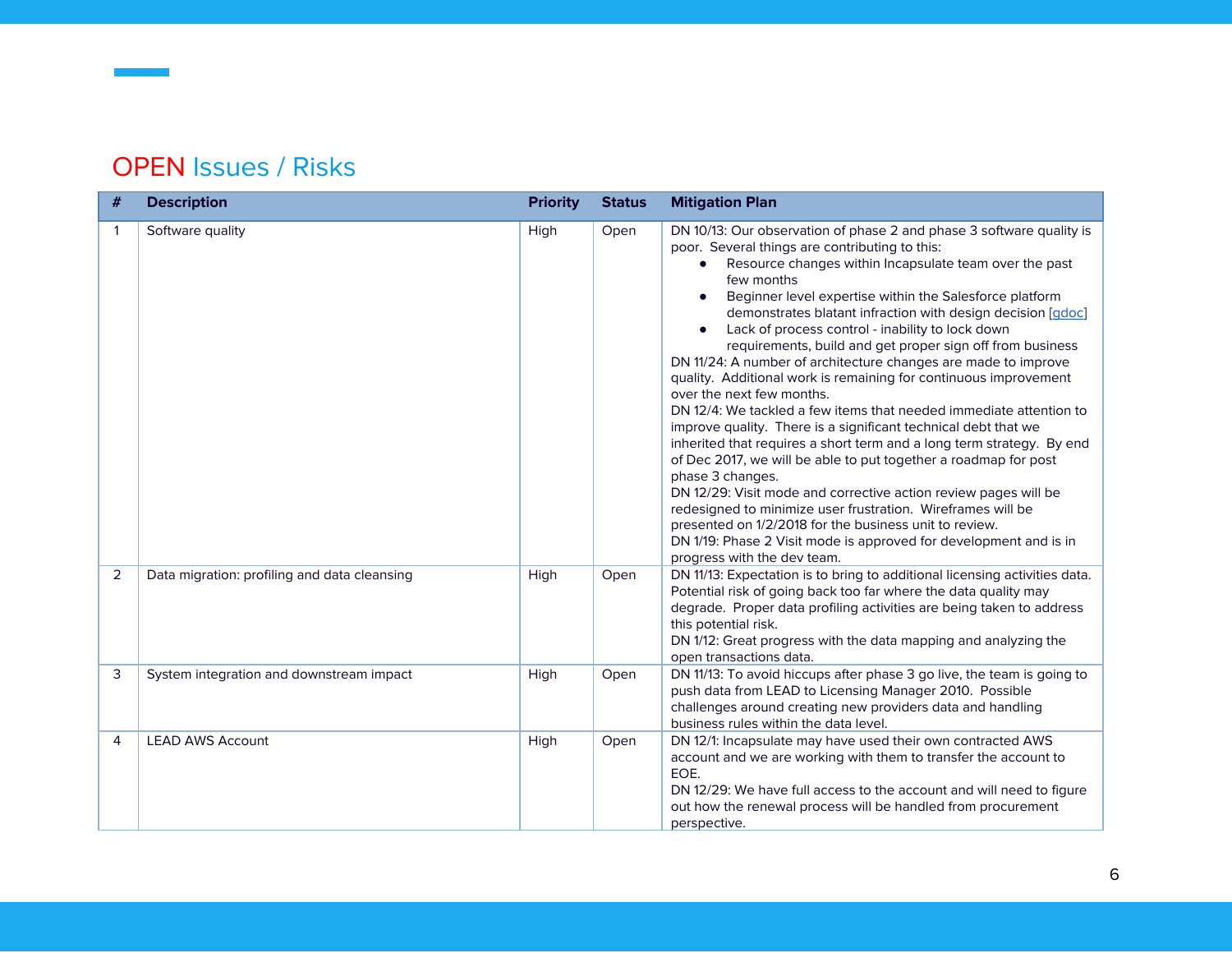# OPEN Issues / Risks

| # | Description | Priority | Status | Mitigation Plan |
|---|---|---|---|---|
| 1 | Software quality | High | Open | DN 10/13: Our observation of phase 2 and phase 3 software quality is poor. Several things are contributing to this:<br>• Resource changes within Incapsulate team over the past few months<br>• Beginner level expertise within the Salesforce platform demonstrates blatant infraction with design decision [gdoc]<br>• Lack of process control - inability to lock down requirements, build and get proper sign off from business<br>DN 11/24: A number of architecture changes are made to improve quality. Additional work is remaining for continuous improvement over the next few months.<br>DN 12/4: We tackled a few items that needed immediate attention to improve quality. There is a significant technical debt that we inherited that requires a short term and a long term strategy. By end of Dec 2017, we will be able to put together a roadmap for post phase 3 changes.<br>DN 12/29: Visit mode and corrective action review pages will be redesigned to minimize user frustration. Wireframes will be presented on 1/2/2018 for the business unit to review.<br>DN 1/19: Phase 2 Visit mode is approved for development and is in progress with the dev team. |
| 2 | Data migration: profiling and data cleansing | High | Open | DN 11/13: Expectation is to bring to additional licensing activities data. Potential risk of going back too far where the data quality may degrade. Proper data profiling activities are being taken to address this potential risk.<br>DN 1/12: Great progress with the data mapping and analyzing the open transactions data. |
| 3 | System integration and downstream impact | High | Open | DN 11/13: To avoid hiccups after phase 3 go live, the team is going to push data from LEAD to Licensing Manager 2010. Possible challenges around creating new providers data and handling business rules within the data level. |
| 4 | LEAD AWS Account | High | Open | DN 12/1: Incapsulate may have used their own contracted AWS account and we are working with them to transfer the account to EOE.<br>DN 12/29: We have full access to the account and will need to figure out how the renewal process will be handled from procurement perspective. |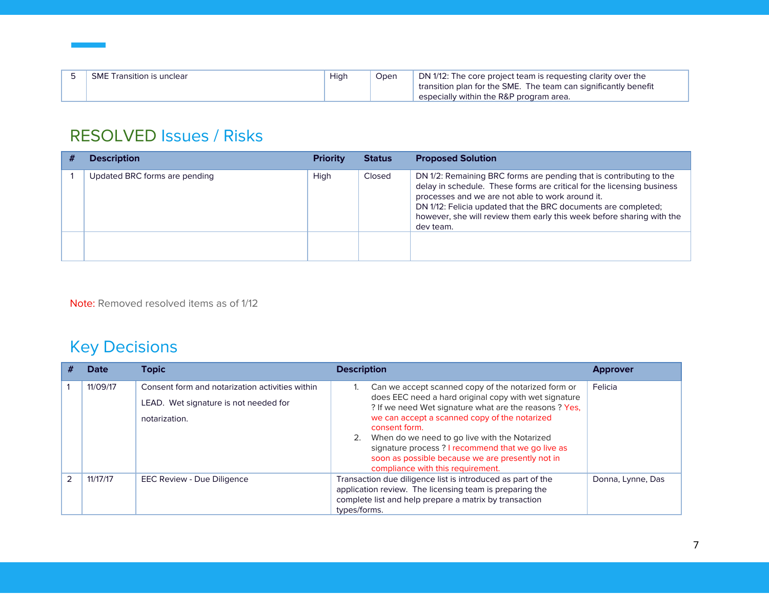| 5 | SME Transition is unclear | High | Open | DN 1/12: The core project team is requesting clarity over the transition plan for the SME. The team can significantly benefit especially within the R&P program area. |
|---|---|---|---|---|

## RESOLVED Issues / Risks

| # | Description | Priority | Status | Proposed Solution |
|---|---|---|---|---|
| 1 | Updated BRC forms are pending | High | Closed | DN 1/2: Remaining BRC forms are pending that is contributing to the delay in schedule. These forms are critical for the licensing business processes and we are not able to work around it.<br>DN 1/12: Felicia updated that the BRC documents are completed; however, she will review them early this week before sharing with the dev team. |
| | | | | |

Note: Removed resolved items as of 1/12

## Key Decisions

| # | Date | Topic | Description | Approver |
|---|---|---|---|---|
| 1 | 11/09/17 | Consent form and notarization activities within LEAD. Wet signature is not needed for notarization. | 1. Can we accept scanned copy of the notarized form or does EEC need a hard original copy with wet signature ? If we need Wet signature what are the reasons ? Yes, we can accept a scanned copy of the notarized consent form.<br>2. When do we need to go live with the Notarized signature process ? I recommend that we go live as soon as possible because we are presently not in compliance with this requirement. | Felicia |
| 2 | 11/17/17 | EEC Review - Due Diligence | Transaction due diligence list is introduced as part of the application review. The licensing team is preparing the complete list and help prepare a matrix by transaction types/forms. | Donna, Lynne, Das |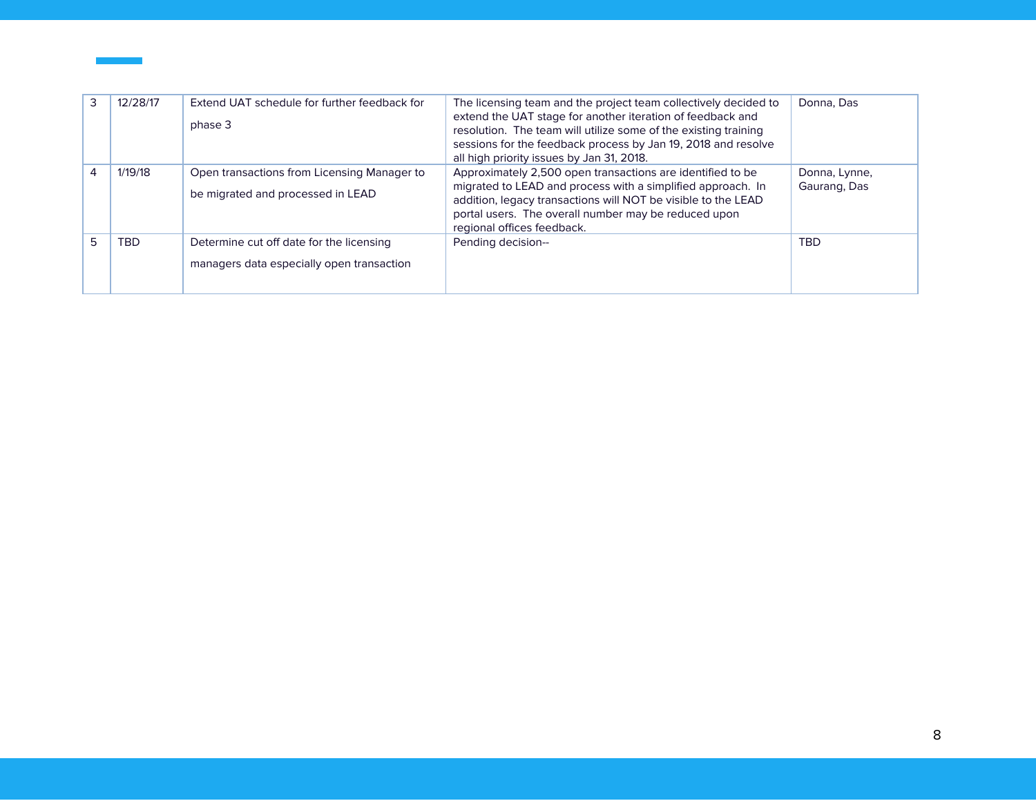| | | | | |
|---|---|---|---|---|
| 3 | 12/28/17 | Extend UAT schedule for further feedback for phase 3 | The licensing team and the project team collectively decided to extend the UAT stage for another iteration of feedback and resolution. The team will utilize some of the existing training sessions for the feedback process by Jan 19, 2018 and resolve all high priority issues by Jan 31, 2018. | Donna, Das |
| 4 | 1/19/18 | Open transactions from Licensing Manager to be migrated and processed in LEAD | Approximately 2,500 open transactions are identified to be migrated to LEAD and process with a simplified approach. In addition, legacy transactions will NOT be visible to the LEAD portal users. The overall number may be reduced upon regional offices feedback. | Donna, Lynne, Gaurang, Das |
| 5 | TBD | Determine cut off date for the licensing managers data especially open transaction | Pending decision-- | TBD |